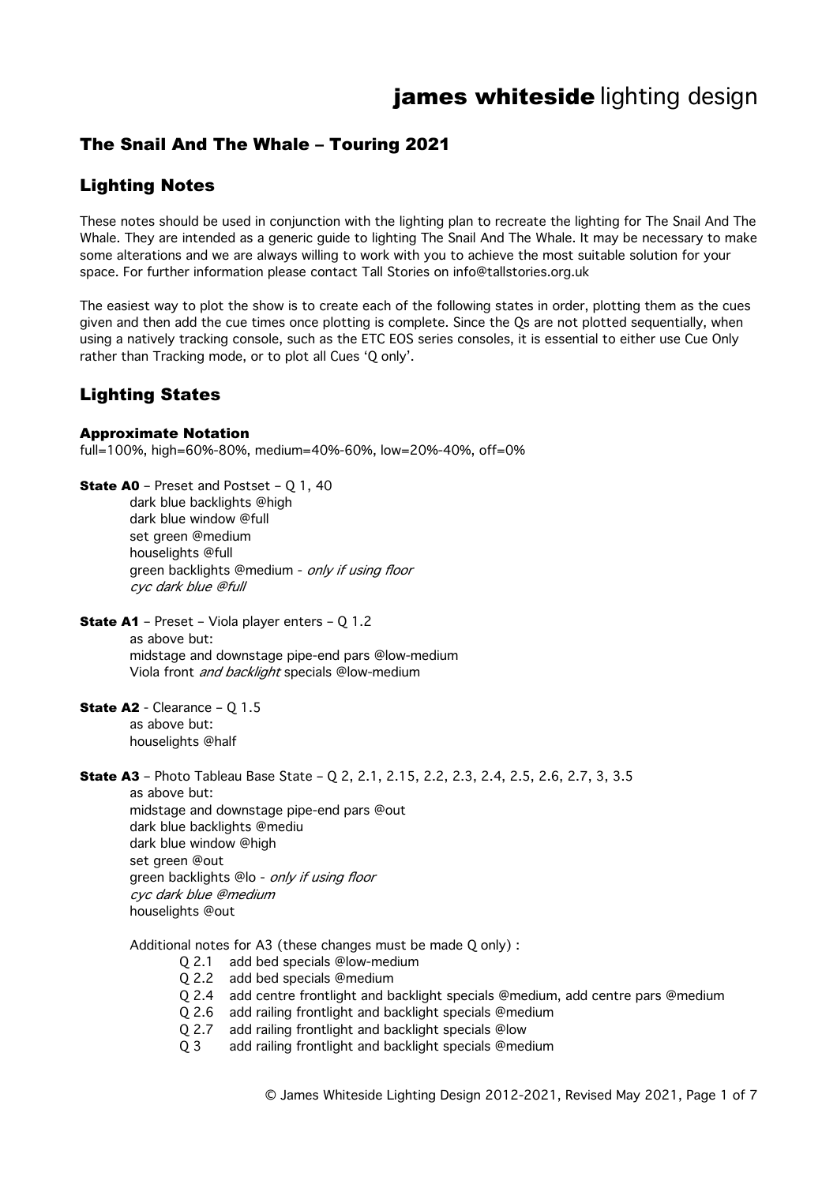# **james whiteside** lighting design

## The Snail And The Whale – Touring 2021

## Lighting Notes

These notes should be used in conjunction with the lighting plan to recreate the lighting for The Snail And The Whale. They are intended as a generic guide to lighting The Snail And The Whale. It may be necessary to make some alterations and we are always willing to work with you to achieve the most suitable solution for your space. For further information please contact Tall Stories on info@tallstories.org.uk

The easiest way to plot the show is to create each of the following states in order, plotting them as the cues given and then add the cue times once plotting is complete. Since the Qs are not plotted sequentially, when using a natively tracking console, such as the ETC EOS series consoles, it is essential to either use Cue Only rather than Tracking mode, or to plot all Cues 'Q only'.

## Lighting States

#### Approximate Notation

full=100%, high=60%-80%, medium=40%-60%, low=20%-40%, off=0%

**State A0** – Preset and Postset – Q 1, 40

- dark blue backlights @high
- dark blue window @full
- set green @medium
- houselights @full
- green backlights @medium - *only if using floor*
- *cyc dark blue @full*

**State A1** – Preset – Viola player enters – Q 1.2

- as above but:
- midstage and downstage pipe-end pars @low-medium
- Viola front *and backlight* specials @low-medium

**State A2** - Clearance – Q 1.5

- as above but:
- houselights @half

**State A3** – Photo Tableau Base State – Q 2, 2.1, 2.15, 2.2, 2.3, 2.4, 2.5, 2.6, 2.7, 3, 3.5

- as above but:
- midstage and downstage pipe-end pars @out
- dark blue backlights @mediu
- dark blue window @high
- set green @out
- green backlights @lo - *only if using floor*
- *cyc dark blue @medium*
- houselights @out

Additional notes for A3 (these changes must be made Q only) :

- Q 2.1 add bed specials @low-medium
- Q 2.2 add bed specials @medium
- Q 2.4 add centre frontlight and backlight specials @medium, add centre pars @medium
- Q 2.6 add railing frontlight and backlight specials @medium
- Q 2.7 add railing frontlight and backlight specials @low
- Q 3 add railing frontlight and backlight specials @medium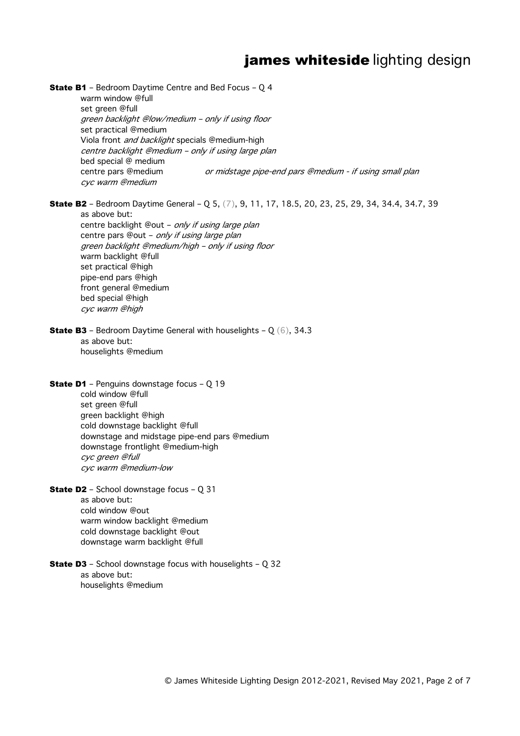**State B1** – Bedroom Daytime Centre and Bed Focus – Q 4

warm window @full
set green @full
*green backlight @low/medium – only if using floor*
set practical @medium
Viola front *and backlight* specials @medium-high
*centre backlight @medium – only if using large plan*
bed special @ medium
centre pars @medium *or midstage pipe-end pars @medium - if using small plan*
*cyc warm @medium*

**State B2** – Bedroom Daytime General – Q 5, (7), 9, 11, 17, 18.5, 20, 23, 25, 29, 34, 34.4, 34.7, 39

as above but:
centre backlight @out – *only if using large plan*
centre pars @out – *only if using large plan*
*green backlight @medium/high – only if using floor*
warm backlight @full
set practical @high
pipe-end pars @high
front general @medium
bed special @high
*cyc warm @high*

**State B3** – Bedroom Daytime General with houselights – Q (6), 34.3

as above but:
houselights @medium

**State D1** – Penguins downstage focus – Q 19

cold window @full
set green @full
green backlight @high
cold downstage backlight @full
downstage and midstage pipe-end pars @medium
downstage frontlight @medium-high
*cyc green @full*
*cyc warm @medium-low*

**State D2** – School downstage focus – Q 31

as above but:
cold window @out
warm window backlight @medium
cold downstage backlight @out
downstage warm backlight @full

**State D3** – School downstage focus with houselights – Q 32

as above but:
houselights @medium

© James Whiteside Lighting Design 2012-2021, Revised May 2021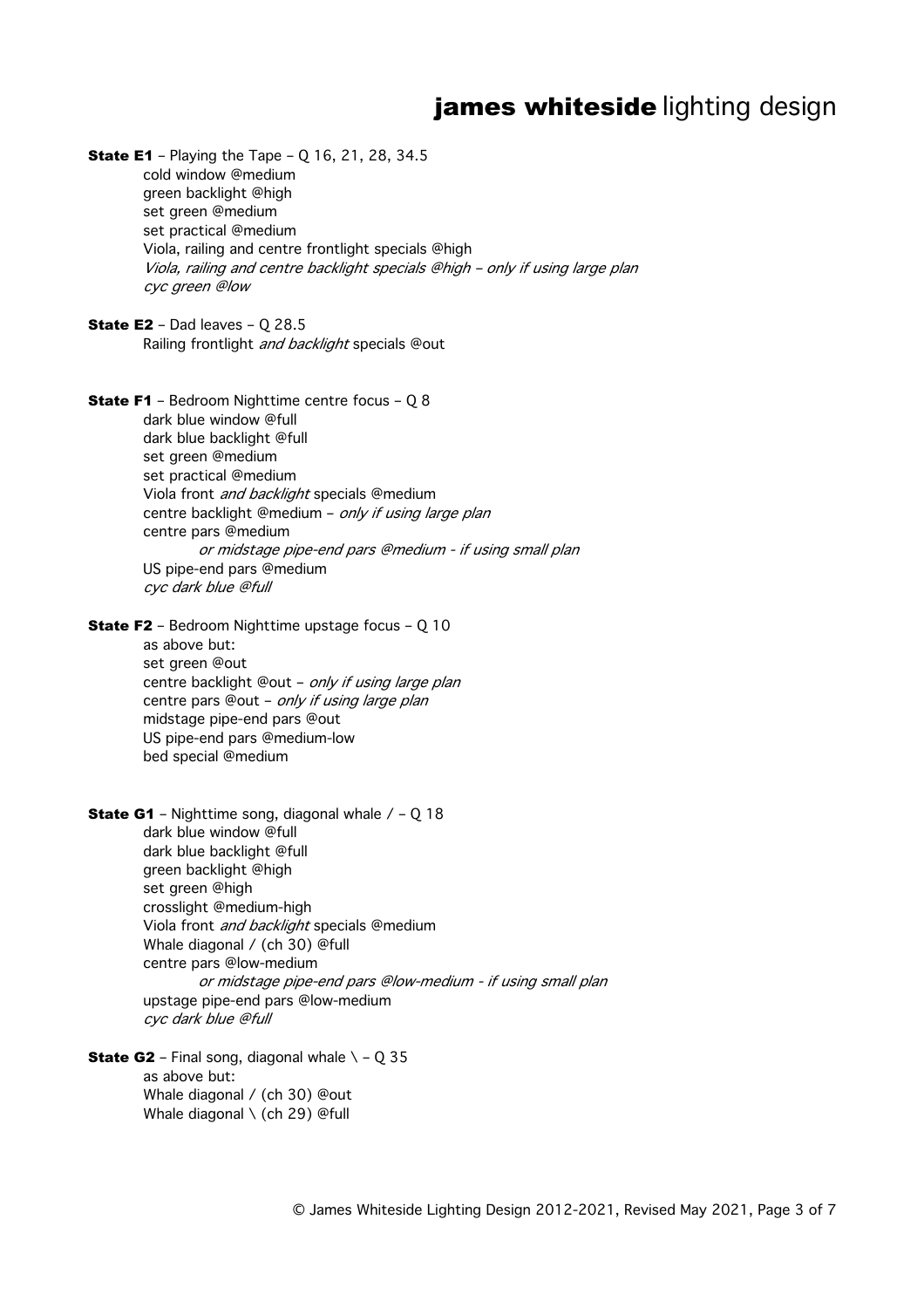**State E1** – Playing the Tape – Q 16, 21, 28, 34.5

cold window @medium  
green backlight @high  
set green @medium  
set practical @medium  
Viola, railing and centre frontlight specials @high  
*Viola, railing and centre backlight specials @high – only if using large plan*  
*cyc green @low*

**State E2** – Dad leaves – Q 28.5

Railing frontlight *and backlight* specials @out

**State F1** – Bedroom Nighttime centre focus – Q 8

dark blue window @full  
dark blue backlight @full  
set green @medium  
set practical @medium  
Viola front *and backlight* specials @medium  
centre backlight @medium – *only if using large plan*  
centre pars @medium  
 *or midstage pipe-end pars @medium - if using small plan*  
US pipe-end pars @medium  
*cyc dark blue @full*

**State F2** – Bedroom Nighttime upstage focus – Q 10

as above but:  
set green @out  
centre backlight @out – *only if using large plan*  
centre pars @out – *only if using large plan*  
midstage pipe-end pars @out  
US pipe-end pars @medium-low  
bed special @medium

**State G1** – Nighttime song, diagonal whale / – Q 18

dark blue window @full  
dark blue backlight @full  
green backlight @high  
set green @high  
crosslight @medium-high  
Viola front *and backlight* specials @medium  
Whale diagonal / (ch 30) @full  
centre pars @low-medium  
 *or midstage pipe-end pars @low-medium - if using small plan*  
upstage pipe-end pars @low-medium  
*cyc dark blue @full*

**State G2** – Final song, diagonal whale \ – Q 35

as above but:  
Whale diagonal / (ch 30) @out  
Whale diagonal \ (ch 29) @full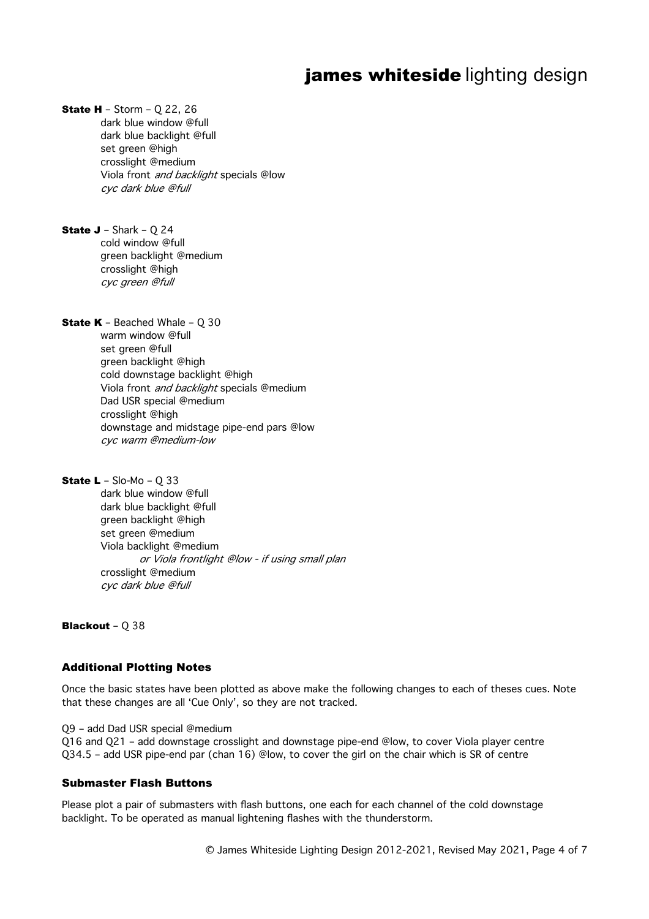**State H** – Storm – Q 22, 26

dark blue window @full
dark blue backlight @full
set green @high
crosslight @medium
Viola front *and backlight* specials @low
*cyc dark blue @full*

**State J** – Shark – Q 24

cold window @full
green backlight @medium
crosslight @high
*cyc green @full*

**State K** – Beached Whale – Q 30

warm window @full
set green @full
green backlight @high
cold downstage backlight @high
Viola front *and backlight* specials @medium
Dad USR special @medium
crosslight @high
downstage and midstage pipe-end pars @low
*cyc warm @medium-low*

**State L** – Slo-Mo – Q 33

dark blue window @full
dark blue backlight @full
green backlight @high
set green @medium
Viola backlight @medium
*or Viola frontlight @low - if using small plan*
crosslight @medium
*cyc dark blue @full*

**Blackout** – Q 38

### Additional Plotting Notes

Once the basic states have been plotted as above make the following changes to each of theses cues. Note that these changes are all 'Cue Only', so they are not tracked.

Q9 – add Dad USR special @medium
Q16 and Q21 – add downstage crosslight and downstage pipe-end @low, to cover Viola player centre
Q34.5 – add USR pipe-end par (chan 16) @low, to cover the girl on the chair which is SR of centre

### Submaster Flash Buttons

Please plot a pair of submasters with flash buttons, one each for each channel of the cold downstage backlight. To be operated as manual lightening flashes with the thunderstorm.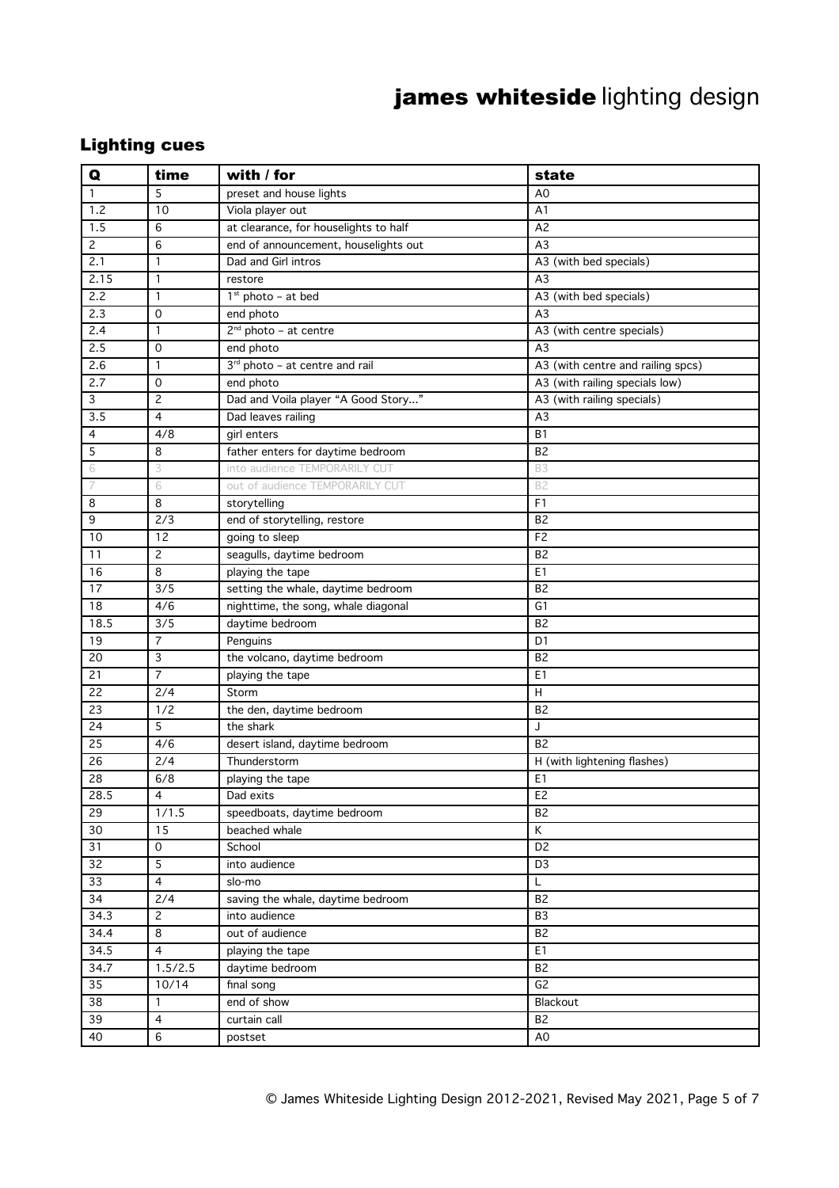# james whiteside lighting design

## Lighting cues

| Q | time | with / for | state |
| --- | --- | --- | --- |
| 1 | 5 | preset and house lights | A0 |
| 1.2 | 10 | Viola player out | A1 |
| 1.5 | 6 | at clearance, for houselights to half | A2 |
| 2 | 6 | end of announcement, houselights out | A3 |
| 2.1 | 1 | Dad and Girl intros | A3 (with bed specials) |
| 2.15 | 1 | restore | A3 |
| 2.2 | 1 | 1st photo – at bed | A3 (with bed specials) |
| 2.3 | 0 | end photo | A3 |
| 2.4 | 1 | 2nd photo – at centre | A3 (with centre specials) |
| 2.5 | 0 | end photo | A3 |
| 2.6 | 1 | 3rd photo – at centre and rail | A3 (with centre and railing spcs) |
| 2.7 | 0 | end photo | A3 (with railing specials low) |
| 3 | 2 | Dad and Voila player "A Good Story..." | A3 (with railing specials) |
| 3.5 | 4 | Dad leaves railing | A3 |
| 4 | 4/8 | girl enters | B1 |
| 5 | 8 | father enters for daytime bedroom | B2 |
| 6 | 3 | into audience TEMPORARILY CUT | B3 |
| 7 | 6 | out of audience TEMPORARILY CUT | B2 |
| 8 | 8 | storytelling | F1 |
| 9 | 2/3 | end of storytelling, restore | B2 |
| 10 | 12 | going to sleep | F2 |
| 11 | 2 | seagulls, daytime bedroom | B2 |
| 16 | 8 | playing the tape | E1 |
| 17 | 3/5 | setting the whale, daytime bedroom | B2 |
| 18 | 4/6 | nighttime, the song, whale diagonal | G1 |
| 18.5 | 3/5 | daytime bedroom | B2 |
| 19 | 7 | Penguins | D1 |
| 20 | 3 | the volcano, daytime bedroom | B2 |
| 21 | 7 | playing the tape | E1 |
| 22 | 2/4 | Storm | H |
| 23 | 1/2 | the den, daytime bedroom | B2 |
| 24 | 5 | the shark | J |
| 25 | 4/6 | desert island, daytime bedroom | B2 |
| 26 | 2/4 | Thunderstorm | H (with lightening flashes) |
| 28 | 6/8 | playing the tape | E1 |
| 28.5 | 4 | Dad exits | E2 |
| 29 | 1/1.5 | speedboats, daytime bedroom | B2 |
| 30 | 15 | beached whale | K |
| 31 | 0 | School | D2 |
| 32 | 5 | into audience | D3 |
| 33 | 4 | slo-mo | L |
| 34 | 2/4 | saving the whale, daytime bedroom | B2 |
| 34.3 | 2 | into audience | B3 |
| 34.4 | 8 | out of audience | B2 |
| 34.5 | 4 | playing the tape | E1 |
| 34.7 | 1.5/2.5 | daytime bedroom | B2 |
| 35 | 10/14 | final song | G2 |
| 38 | 1 | end of show | Blackout |
| 39 | 4 | curtain call | B2 |
| 40 | 6 | postset | A0 |

© James Whiteside Lighting Design 2012-2021, Revised May 2021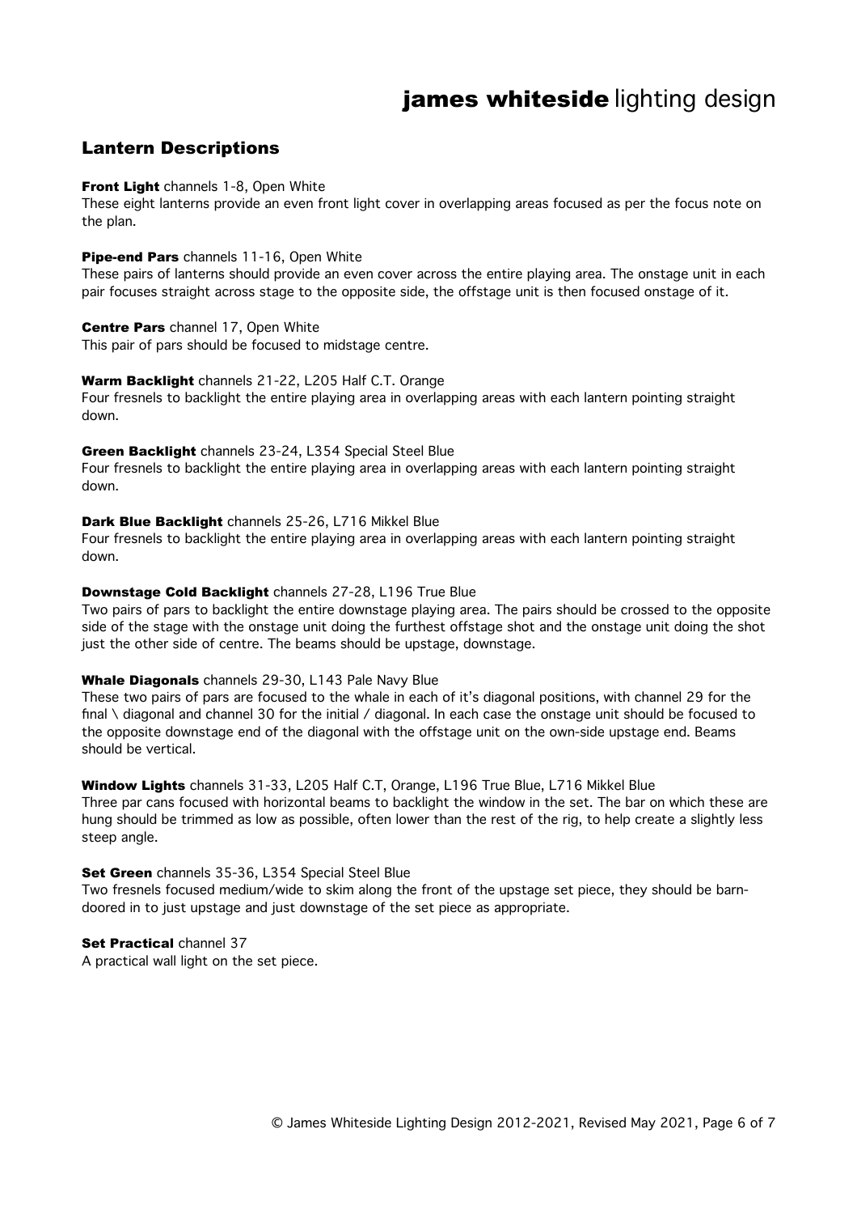## Lantern Descriptions

**Front Light** channels 1-8, Open White
These eight lanterns provide an even front light cover in overlapping areas focused as per the focus note on the plan.

**Pipe-end Pars** channels 11-16, Open White
These pairs of lanterns should provide an even cover across the entire playing area. The onstage unit in each pair focuses straight across stage to the opposite side, the offstage unit is then focused onstage of it.

**Centre Pars** channel 17, Open White
This pair of pars should be focused to midstage centre.

**Warm Backlight** channels 21-22, L205 Half C.T. Orange
Four fresnels to backlight the entire playing area in overlapping areas with each lantern pointing straight down.

**Green Backlight** channels 23-24, L354 Special Steel Blue
Four fresnels to backlight the entire playing area in overlapping areas with each lantern pointing straight down.

**Dark Blue Backlight** channels 25-26, L716 Mikkel Blue
Four fresnels to backlight the entire playing area in overlapping areas with each lantern pointing straight down.

**Downstage Cold Backlight** channels 27-28, L196 True Blue
Two pairs of pars to backlight the entire downstage playing area. The pairs should be crossed to the opposite side of the stage with the onstage unit doing the furthest offstage shot and the onstage unit doing the shot just the other side of centre. The beams should be upstage, downstage.

**Whale Diagonals** channels 29-30, L143 Pale Navy Blue
These two pairs of pars are focused to the whale in each of it's diagonal positions, with channel 29 for the final \ diagonal and channel 30 for the initial / diagonal. In each case the onstage unit should be focused to the opposite downstage end of the diagonal with the offstage unit on the own-side upstage end. Beams should be vertical.

**Window Lights** channels 31-33, L205 Half C.T, Orange, L196 True Blue, L716 Mikkel Blue
Three par cans focused with horizontal beams to backlight the window in the set. The bar on which these are hung should be trimmed as low as possible, often lower than the rest of the rig, to help create a slightly less steep angle.

**Set Green** channels 35-36, L354 Special Steel Blue
Two fresnels focused medium/wide to skim along the front of the upstage set piece, they should be barn-doored in to just upstage and just downstage of the set piece as appropriate.

**Set Practical** channel 37
A practical wall light on the set piece.

© James Whiteside Lighting Design 2012-2021, Revised May 2021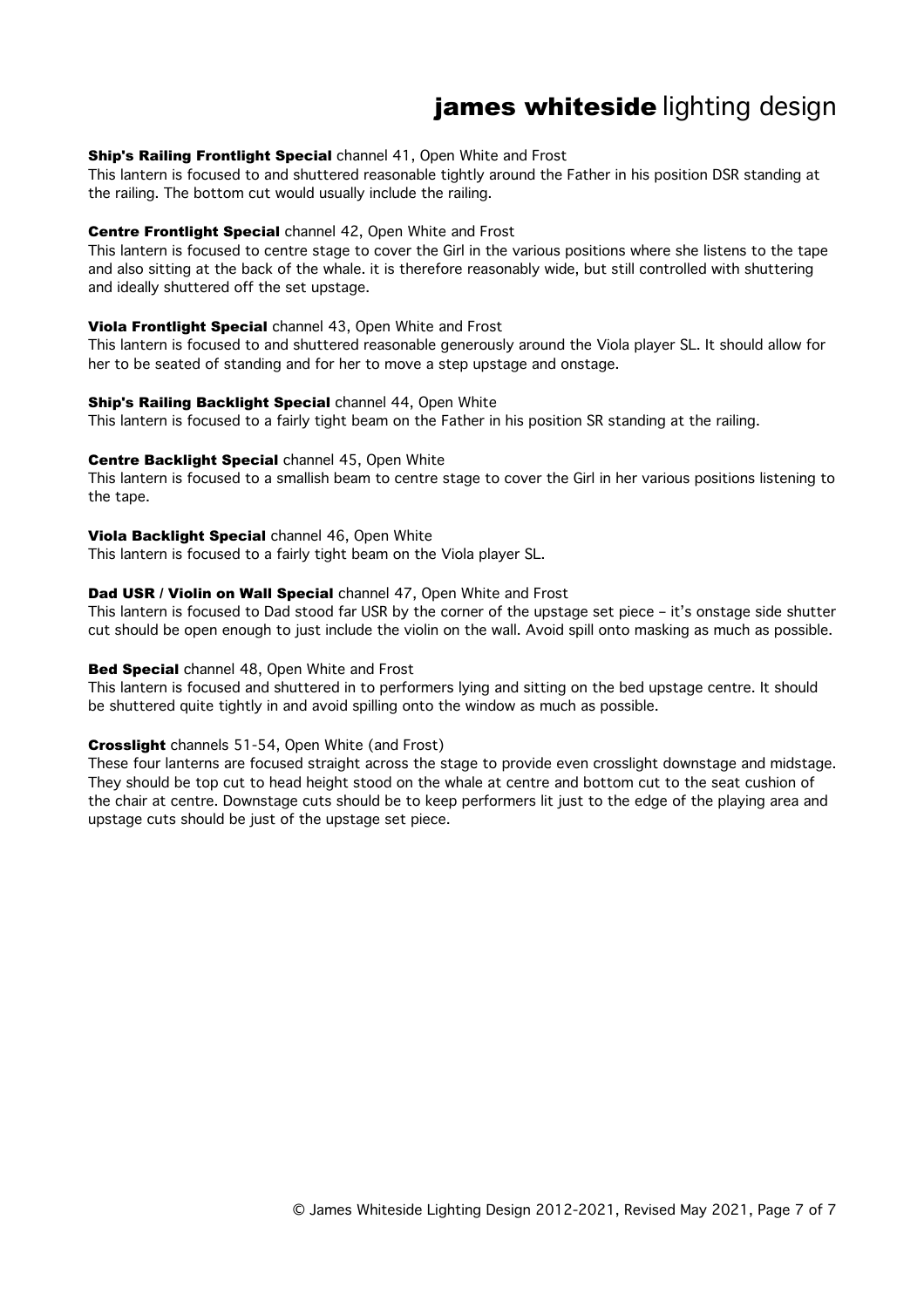**Ship's Railing Frontlight Special** channel 41, Open White and Frost
This lantern is focused to and shuttered reasonable tightly around the Father in his position DSR standing at the railing. The bottom cut would usually include the railing.

**Centre Frontlight Special** channel 42, Open White and Frost
This lantern is focused to centre stage to cover the Girl in the various positions where she listens to the tape and also sitting at the back of the whale. it is therefore reasonably wide, but still controlled with shuttering and ideally shuttered off the set upstage.

**Viola Frontlight Special** channel 43, Open White and Frost
This lantern is focused to and shuttered reasonable generously around the Viola player SL. It should allow for her to be seated of standing and for her to move a step upstage and onstage.

**Ship's Railing Backlight Special** channel 44, Open White
This lantern is focused to a fairly tight beam on the Father in his position SR standing at the railing.

**Centre Backlight Special** channel 45, Open White
This lantern is focused to a smallish beam to centre stage to cover the Girl in her various positions listening to the tape.

**Viola Backlight Special** channel 46, Open White
This lantern is focused to a fairly tight beam on the Viola player SL.

**Dad USR / Violin on Wall Special** channel 47, Open White and Frost
This lantern is focused to Dad stood far USR by the corner of the upstage set piece – it's onstage side shutter cut should be open enough to just include the violin on the wall. Avoid spill onto masking as much as possible.

**Bed Special** channel 48, Open White and Frost
This lantern is focused and shuttered in to performers lying and sitting on the bed upstage centre. It should be shuttered quite tightly in and avoid spilling onto the window as much as possible.

**Crosslight** channels 51-54, Open White (and Frost)
These four lanterns are focused straight across the stage to provide even crosslight downstage and midstage. They should be top cut to head height stood on the whale at centre and bottom cut to the seat cushion of the chair at centre. Downstage cuts should be to keep performers lit just to the edge of the playing area and upstage cuts should be just of the upstage set piece.